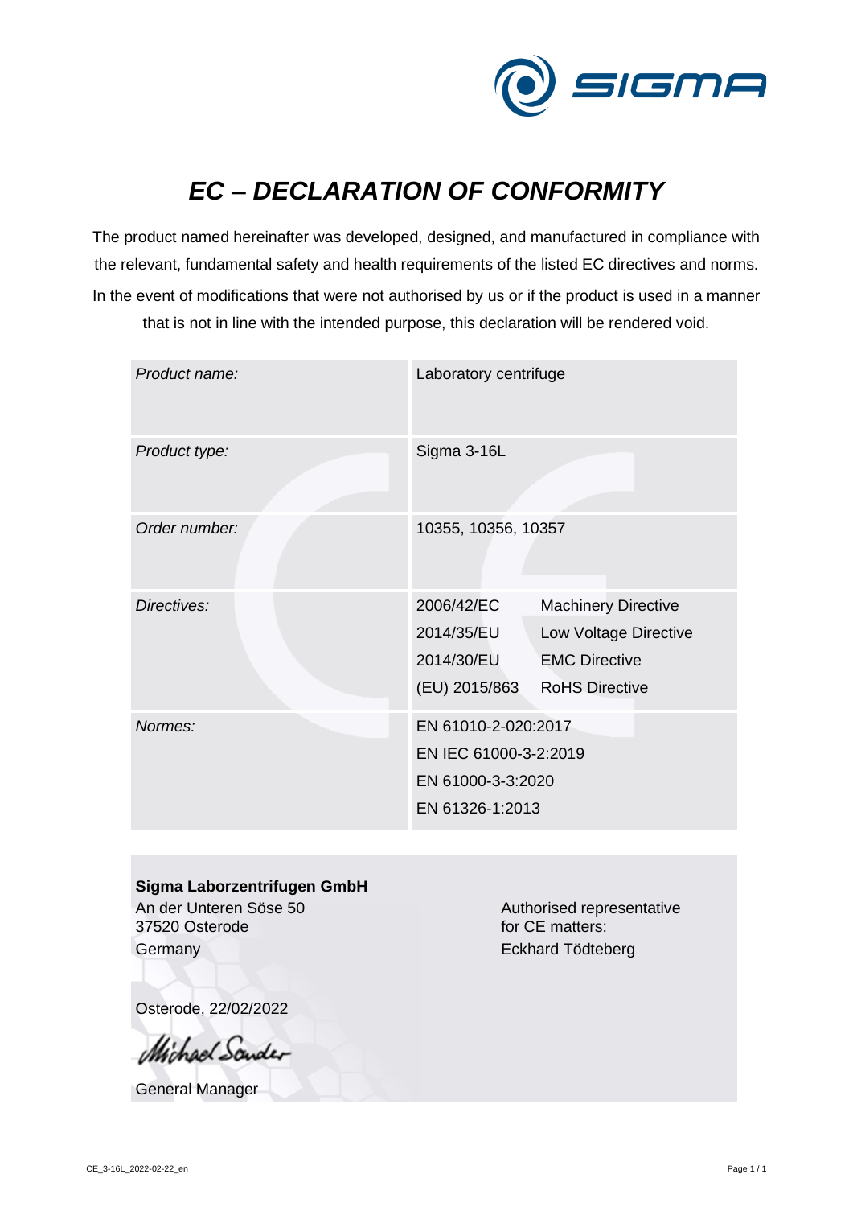# *EC – DECLARATION OF CONFORMITY*

The product named hereinafter was developed, designed, and manufactured in compliance with the relevant, fundamental safety and health requirements of the listed EC directives and norms. In the event of modifications that were not authorised by us or if the product is used in a manner that is not in line with the intended purpose, this declaration will be rendered void.

| | |
|---|---|
| *Product name:* | Laboratory centrifuge |
| *Product type:* | Sigma 3-16L |
| *Order number:* | 10355, 10356, 10357 |
| *Directives:* | 2006/42/EC Machinery Directive<br>2014/35/EU Low Voltage Directive<br>2014/30/EU EMC Directive<br>(EU) 2015/863 RoHS Directive |
| *Normes:* | EN 61010-2-020:2017<br>EN IEC 61000-3-2:2019<br>EN 61000-3-3:2020<br>EN 61326-1:2013 |

**Sigma Laborzentrifugen GmbH**
An der Unteren Söse 50
37520 Osterode
Germany

Authorised representative
for CE matters:
Eckhard Tödteberg

Osterode, 22/02/2022

Michael Sander

General Manager

CE_3-16L_2022-02-22_en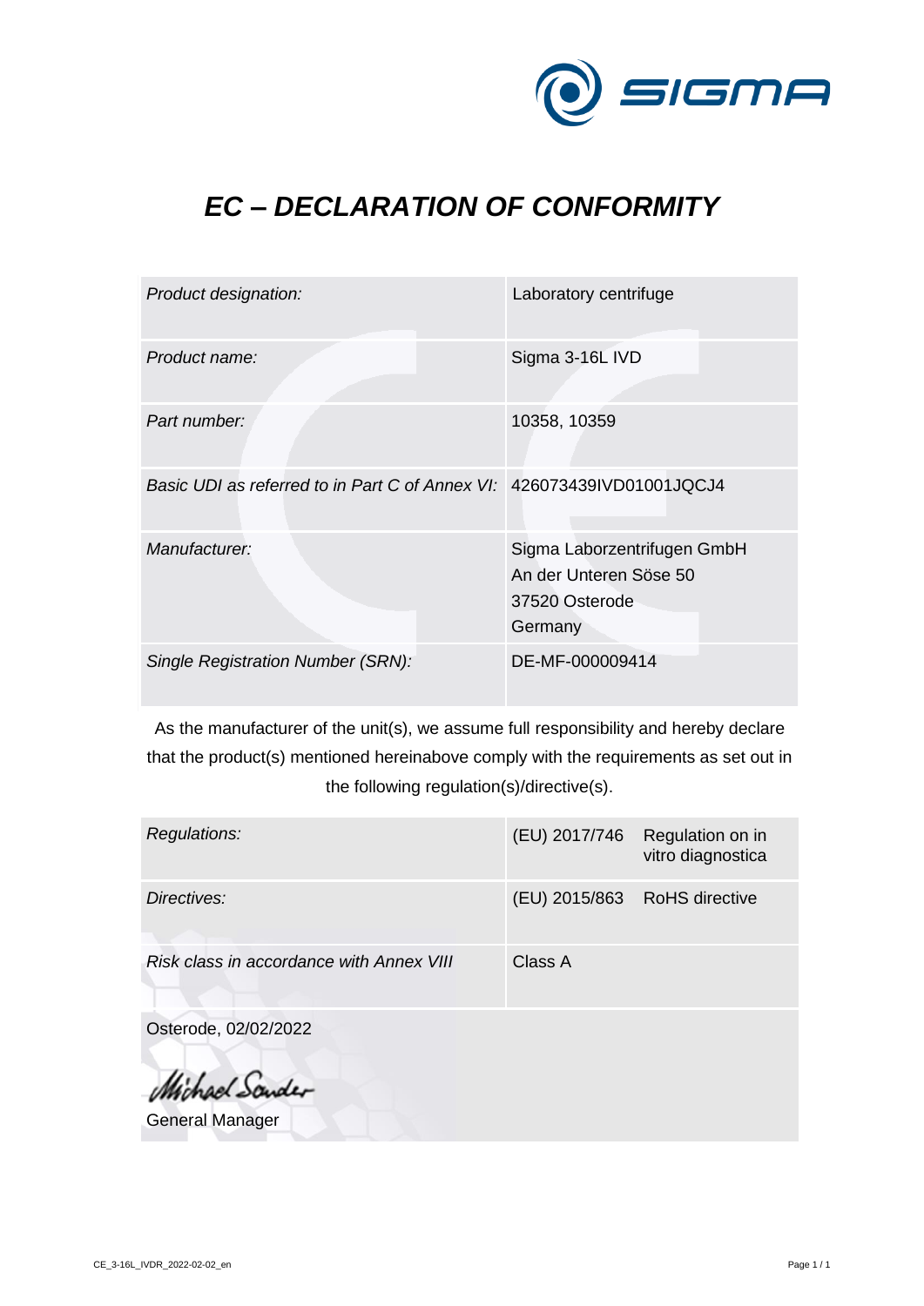SIGMA

# *EC – DECLARATION OF CONFORMITY*

| | |
|---|---|
| *Product designation:* | Laboratory centrifuge |
| *Product name:* | Sigma 3-16L IVD |
| *Part number:* | 10358, 10359 |
| *Basic UDI as referred to in Part C of Annex VI:* | 426073439IVD01001JQCJ4 |
| *Manufacturer:* | Sigma Laborzentrifugen GmbH<br>An der Unteren Söse 50<br>37520 Osterode<br>Germany |
| *Single Registration Number (SRN):* | DE-MF-000009414 |

As the manufacturer of the unit(s), we assume full responsibility and hereby declare that the product(s) mentioned hereinabove comply with the requirements as set out in the following regulation(s)/directive(s).

| | | |
|---|---|---|
| *Regulations:* | (EU) 2017/746 | Regulation on in vitro diagnostica |
| *Directives:* | (EU) 2015/863 | RoHS directive |
| *Risk class in accordance with Annex VIII* | Class A | |

Osterode, 02/02/2022

Michael Sonder

General Manager

CE_3-16L_IVDR_2022-02-02_en